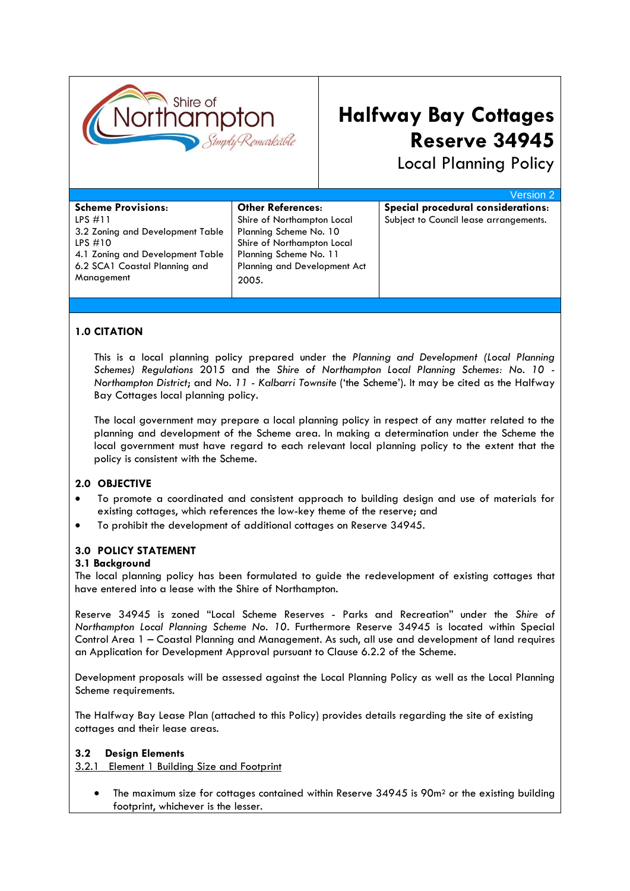Shire of Northampton Simply Remarkable

# Halfway Bay Cottages Reserve 34945

## Local Planning Policy

Version 2

| Scheme Provisions: | Other References: | Special procedural considerations: |
|---|---|---|
| LPS #11<br>3.2 Zoning and Development Table<br>LPS #10<br>4.1 Zoning and Development Table<br>6.2 SCA1 Coastal Planning and Management | Shire of Northampton Local Planning Scheme No. 10<br>Shire of Northampton Local Planning Scheme No. 11<br>Planning and Development Act 2005. | Subject to Council lease arrangements. |

### 1.0 CITATION

This is a local planning policy prepared under the *Planning and Development (Local Planning Schemes) Regulations* 2015 and the *Shire of Northampton Local Planning Schemes: No. 10 - Northampton District*; and *No. 11 - Kalbarri Townsite* ('the Scheme'). It may be cited as the Halfway Bay Cottages local planning policy.

The local government may prepare a local planning policy in respect of any matter related to the planning and development of the Scheme area. In making a determination under the Scheme the local government must have regard to each relevant local planning policy to the extent that the policy is consistent with the Scheme.

### 2.0 OBJECTIVE

- To promote a coordinated and consistent approach to building design and use of materials for existing cottages, which references the low-key theme of the reserve; and
- To prohibit the development of additional cottages on Reserve 34945.

### 3.0 POLICY STATEMENT

#### 3.1 Background

The local planning policy has been formulated to guide the redevelopment of existing cottages that have entered into a lease with the Shire of Northampton.

Reserve 34945 is zoned "Local Scheme Reserves - Parks and Recreation" under the *Shire of Northampton Local Planning Scheme No. 10*. Furthermore Reserve 34945 is located within Special Control Area 1 – Coastal Planning and Management. As such, all use and development of land requires an Application for Development Approval pursuant to Clause 6.2.2 of the Scheme.

Development proposals will be assessed against the Local Planning Policy as well as the Local Planning Scheme requirements.

The Halfway Bay Lease Plan (attached to this Policy) provides details regarding the site of existing cottages and their lease areas.

#### 3.2 Design Elements

<u>3.2.1 Element 1 Building Size and Footprint</u>

- The maximum size for cottages contained within Reserve 34945 is 90m$^2$ or the existing building footprint, whichever is the lesser.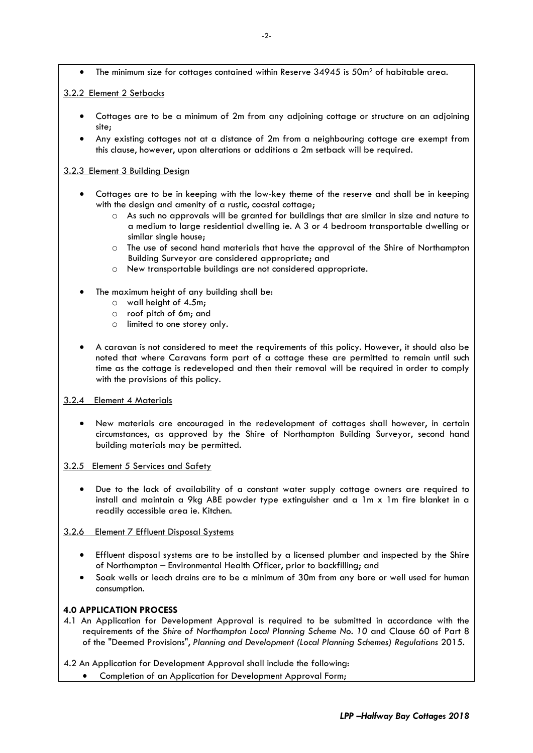- The minimum size for cottages contained within Reserve 34945 is $50m^2$ of habitable area.

3.2.2 Element 2 Setbacks

- Cottages are to be a minimum of 2m from any adjoining cottage or structure on an adjoining site;
- Any existing cottages not at a distance of 2m from a neighbouring cottage are exempt from this clause, however, upon alterations or additions a 2m setback will be required.

3.2.3 Element 3 Building Design

- Cottages are to be in keeping with the low-key theme of the reserve and shall be in keeping with the design and amenity of a rustic, coastal cottage;
  - As such no approvals will be granted for buildings that are similar in size and nature to a medium to large residential dwelling ie. A 3 or 4 bedroom transportable dwelling or similar single house;
  - The use of second hand materials that have the approval of the Shire of Northampton Building Surveyor are considered appropriate; and
  - New transportable buildings are not considered appropriate.
- The maximum height of any building shall be:
  - wall height of 4.5m;
  - roof pitch of 6m; and
  - limited to one storey only.
- A caravan is not considered to meet the requirements of this policy. However, it should also be noted that where Caravans form part of a cottage these are permitted to remain until such time as the cottage is redeveloped and then their removal will be required in order to comply with the provisions of this policy.

3.2.4 Element 4 Materials

- New materials are encouraged in the redevelopment of cottages shall however, in certain circumstances, as approved by the Shire of Northampton Building Surveyor, second hand building materials may be permitted.

3.2.5 Element 5 Services and Safety

- Due to the lack of availability of a constant water supply cottage owners are required to install and maintain a 9kg ABE powder type extinguisher and a 1m x 1m fire blanket in a readily accessible area ie. Kitchen.

3.2.6 Element 7 Effluent Disposal Systems

- Effluent disposal systems are to be installed by a licensed plumber and inspected by the Shire of Northampton – Environmental Health Officer, prior to backfilling; and
- Soak wells or leach drains are to be a minimum of 30m from any bore or well used for human consumption.

**4.0 APPLICATION PROCESS**

4.1 An Application for Development Approval is required to be submitted in accordance with the requirements of the *Shire of Northampton Local Planning Scheme No. 10* and Clause 60 of Part 8 of the "Deemed Provisions", *Planning and Development (Local Planning Schemes) Regulations* 2015.

4.2 An Application for Development Approval shall include the following:

- Completion of an Application for Development Approval Form;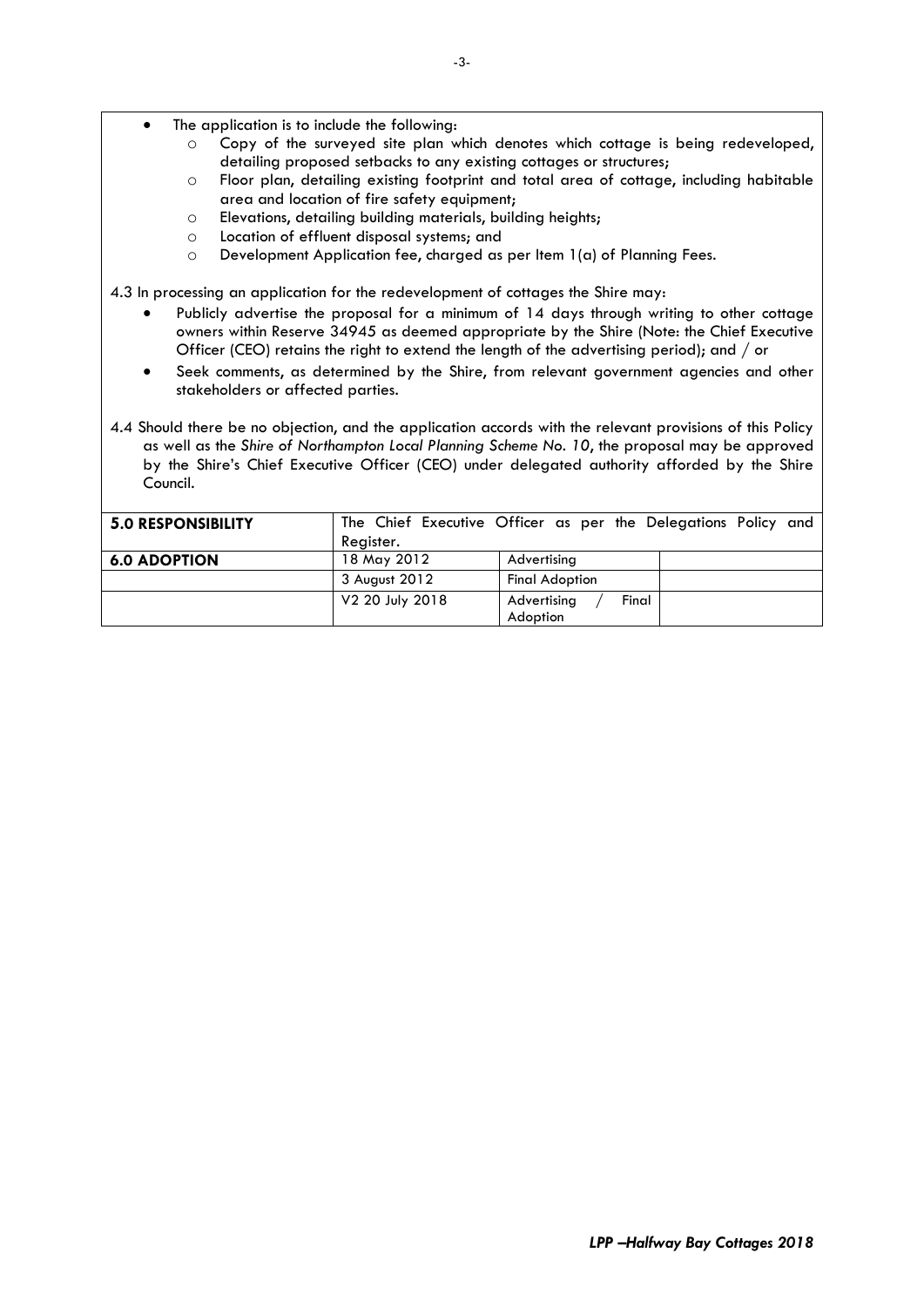- The application is to include the following:
  - Copy of the surveyed site plan which denotes which cottage is being redeveloped, detailing proposed setbacks to any existing cottages or structures;
  - Floor plan, detailing existing footprint and total area of cottage, including habitable area and location of fire safety equipment;
  - Elevations, detailing building materials, building heights;
  - Location of effluent disposal systems; and
  - Development Application fee, charged as per Item 1(a) of Planning Fees.

4.3 In processing an application for the redevelopment of cottages the Shire may:

- Publicly advertise the proposal for a minimum of 14 days through writing to other cottage owners within Reserve 34945 as deemed appropriate by the Shire (Note: the Chief Executive Officer (CEO) retains the right to extend the length of the advertising period); and / or
- Seek comments, as determined by the Shire, from relevant government agencies and other stakeholders or affected parties.

4.4 Should there be no objection, and the application accords with the relevant provisions of this Policy as well as the *Shire of Northampton Local Planning Scheme No. 10*, the proposal may be approved by the Shire's Chief Executive Officer (CEO) under delegated authority afforded by the Shire Council.

| | | | |
|---|---|---|---|
| **5.0 RESPONSIBILITY** | The Chief Executive Officer as per the Delegations Policy and Register. | | |
| **6.0 ADOPTION** | 18 May 2012 | Advertising | |
| | 3 August 2012 | Final Adoption | |
| | V2 20 July 2018 | Advertising / Final Adoption | |